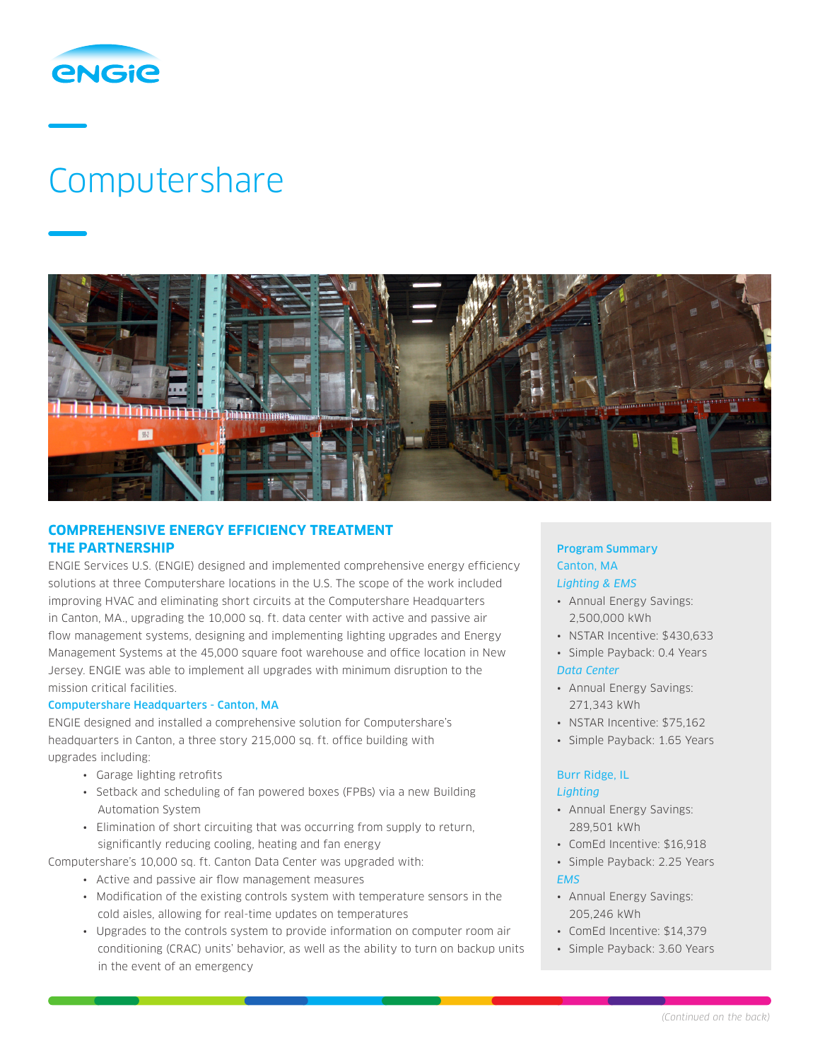# Computershare

## COMPREHENSIVE ENERGY EFFICIENCY TREATMENT

## THE PARTNERSHIP

ENGIE Services U.S. (ENGIE) designed and implemented comprehensive energy efficiency solutions at three Computershare locations in the U.S. The scope of the work included improving HVAC and eliminating short circuits at the Computershare Headquarters in Canton, MA., upgrading the 10,000 sq. ft. data center with active and passive air flow management systems, designing and implementing lighting upgrades and Energy Management Systems at the 45,000 square foot warehouse and office location in New Jersey. ENGIE was able to implement all upgrades with minimum disruption to the mission critical facilities.

### Computershare Headquarters - Canton, MA

ENGIE designed and installed a comprehensive solution for Computershare's headquarters in Canton, a three story 215,000 sq. ft. office building with upgrades including:

- Garage lighting retrofits
- Setback and scheduling of fan powered boxes (FPBs) via a new Building Automation System
- Elimination of short circuiting that was occurring from supply to return, significantly reducing cooling, heating and fan energy

Computershare's 10,000 sq. ft. Canton Data Center was upgraded with:

- Active and passive air flow management measures
- Modification of the existing controls system with temperature sensors in the cold aisles, allowing for real-time updates on temperatures
- Upgrades to the controls system to provide information on computer room air conditioning (CRAC) units' behavior, as well as the ability to turn on backup units in the event of an emergency

### Program Summary

**Canton, MA**

*Lighting & EMS*

- Annual Energy Savings: 2,500,000 kWh
- NSTAR Incentive: $430,633
- Simple Payback: 0.4 Years

*Data Center*

- Annual Energy Savings: 271,343 kWh
- NSTAR Incentive: $75,162
- Simple Payback: 1.65 Years

**Burr Ridge, IL**

*Lighting*

- Annual Energy Savings: 289,501 kWh
- ComEd Incentive: $16,918
- Simple Payback: 2.25 Years

*EMS*

- Annual Energy Savings: 205,246 kWh
- ComEd Incentive: $14,379
- Simple Payback: 3.60 Years

*(Continued on the back)*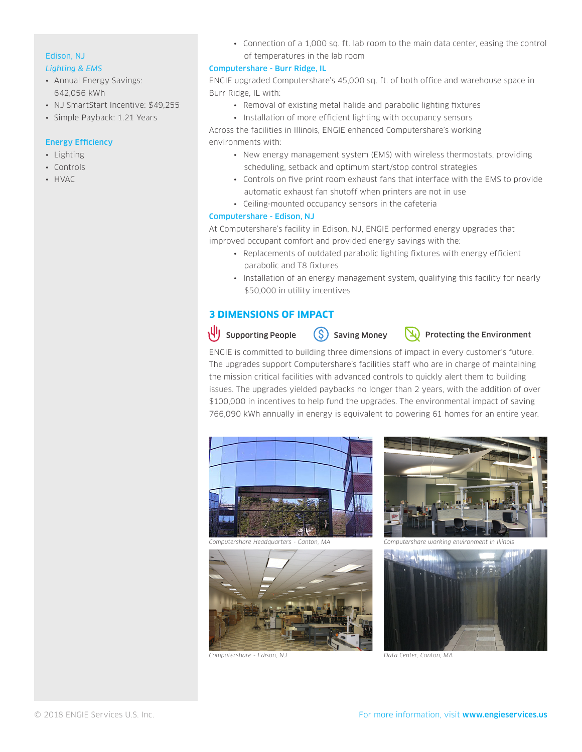Edison, NJ

*Lighting & EMS*

- Annual Energy Savings: 642,056 kWh
- NJ SmartStart Incentive: $49,255
- Simple Payback: 1.21 Years

**Energy Efficiency**

- Lighting
- Controls
- HVAC

- Connection of a 1,000 sq. ft. lab room to the main data center, easing the control of temperatures in the lab room

**Computershare - Burr Ridge, IL**

ENGIE upgraded Computershare's 45,000 sq. ft. of both office and warehouse space in Burr Ridge, IL with:

- Removal of existing metal halide and parabolic lighting fixtures
- Installation of more efficient lighting with occupancy sensors

Across the facilities in Illinois, ENGIE enhanced Computershare's working environments with:

- New energy management system (EMS) with wireless thermostats, providing scheduling, setback and optimum start/stop control strategies
- Controls on five print room exhaust fans that interface with the EMS to provide automatic exhaust fan shutoff when printers are not in use
- Ceiling-mounted occupancy sensors in the cafeteria

**Computershare - Edison, NJ**

At Computershare's facility in Edison, NJ, ENGIE performed energy upgrades that improved occupant comfort and provided energy savings with the:

- Replacements of outdated parabolic lighting fixtures with energy efficient parabolic and T8 fixtures
- Installation of an energy management system, qualifying this facility for nearly $50,000 in utility incentives

## 3 DIMENSIONS OF IMPACT

**Supporting People** **Saving Money** **Protecting the Environment**

ENGIE is committed to building three dimensions of impact in every customer's future. The upgrades support Computershare's facilities staff who are in charge of maintaining the mission critical facilities with advanced controls to quickly alert them to building issues. The upgrades yielded paybacks no longer than 2 years, with the addition of over $100,000 in incentives to help fund the upgrades. The environmental impact of saving 766,090 kWh annually in energy is equivalent to powering 61 homes for an entire year.

*Computershare Headquarters - Canton, MA*

*Computershare working environment in Illinois*

*Computershare - Edison, NJ*

*Data Center, Canton, MA*

© 2018 ENGIE Services U.S. Inc.

For more information, visit **www.engieservices.us**